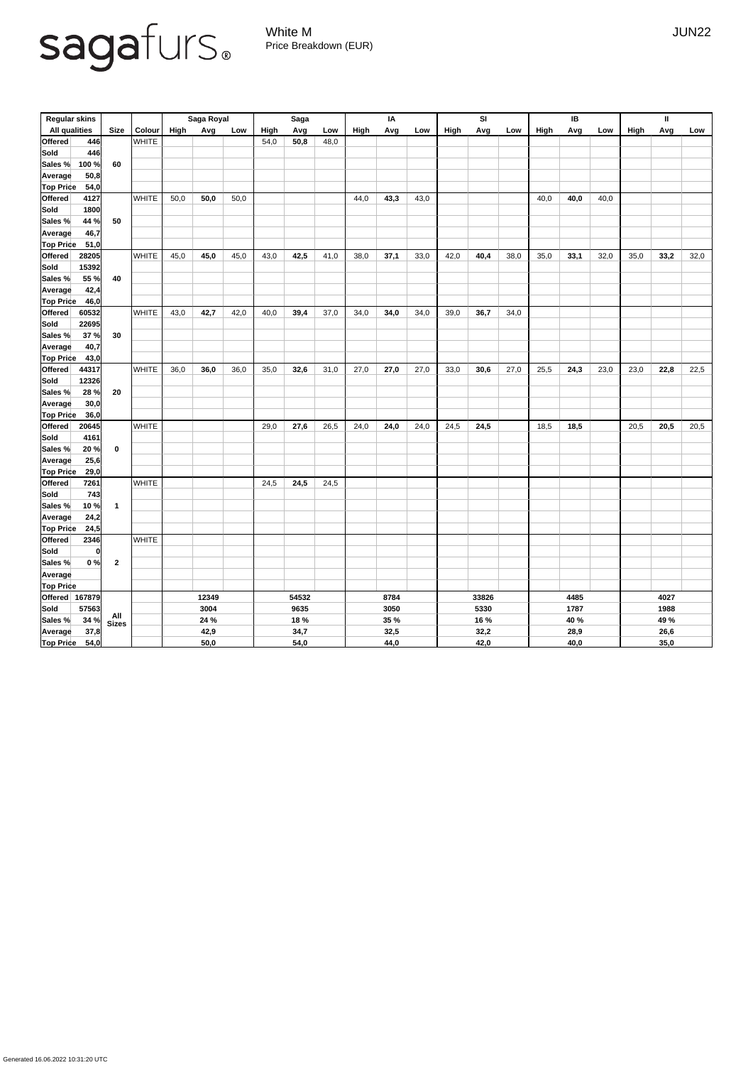sagafurs®

White M
Price Breakdown (EUR)

JUN22

| Regular skins | | Size | Colour | Saga Royal | | | Saga | | | IA | | | SI | | | IB | | | II | | |
|---|---|---|---|---|---|---|---|---|---|---|---|---|---|---|---|---|---|---|---|---|---|
| All qualities | | | | High | Avg | Low | High | Avg | Low | High | Avg | Low | High | Avg | Low | High | Avg | Low | High | Avg | Low |
| Offered | 446 | 60 | WHITE | | | | 54,0 | **50,8** | 48,0 | | | | | | | | | | | | |
| Sold | 446 | | | | | | | | | | | | | | | | | | | | |
| Sales % | 100 % | | | | | | | | | | | | | | | | | | | | |
| Average | 50,8 | | | | | | | | | | | | | | | | | | | | |
| Top Price | 54,0 | | | | | | | | | | | | | | | | | | | | |
| Offered | 4127 | 50 | WHITE | 50,0 | **50,0** | 50,0 | | | | 44,0 | **43,3** | 43,0 | | | | 40,0 | **40,0** | 40,0 | | | |
| Sold | 1800 | | | | | | | | | | | | | | | | | | | | |
| Sales % | 44 % | | | | | | | | | | | | | | | | | | | | |
| Average | 46,7 | | | | | | | | | | | | | | | | | | | | |
| Top Price | 51,0 | | | | | | | | | | | | | | | | | | | | |
| Offered | 28205 | 40 | WHITE | 45,0 | **45,0** | 45,0 | 43,0 | **42,5** | 41,0 | 38,0 | **37,1** | 33,0 | 42,0 | **40,4** | 38,0 | 35,0 | **33,1** | 32,0 | 35,0 | **33,2** | 32,0 |
| Sold | 15392 | | | | | | | | | | | | | | | | | | | | |
| Sales % | 55 % | | | | | | | | | | | | | | | | | | | | |
| Average | 42,4 | | | | | | | | | | | | | | | | | | | | |
| Top Price | 46,0 | | | | | | | | | | | | | | | | | | | | |
| Offered | 60532 | 30 | WHITE | 43,0 | **42,7** | 42,0 | 40,0 | **39,4** | 37,0 | 34,0 | **34,0** | 34,0 | 39,0 | **36,7** | 34,0 | | | | | | |
| Sold | 22695 | | | | | | | | | | | | | | | | | | | | |
| Sales % | 37 % | | | | | | | | | | | | | | | | | | | | |
| Average | 40,7 | | | | | | | | | | | | | | | | | | | | |
| Top Price | 43,0 | | | | | | | | | | | | | | | | | | | | |
| Offered | 44317 | 20 | WHITE | 36,0 | **36,0** | 36,0 | 35,0 | **32,6** | 31,0 | 27,0 | **27,0** | 27,0 | 33,0 | **30,6** | 27,0 | 25,5 | **24,3** | 23,0 | 23,0 | **22,8** | 22,5 |
| Sold | 12326 | | | | | | | | | | | | | | | | | | | | |
| Sales % | 28 % | | | | | | | | | | | | | | | | | | | | |
| Average | 30,0 | | | | | | | | | | | | | | | | | | | | |
| Top Price | 36,0 | | | | | | | | | | | | | | | | | | | | |
| Offered | 20645 | 0 | WHITE | | | | 29,0 | **27,6** | 26,5 | 24,0 | **24,0** | 24,0 | 24,5 | **24,5** | | 18,5 | **18,5** | | 20,5 | **20,5** | 20,5 |
| Sold | 4161 | | | | | | | | | | | | | | | | | | | | |
| Sales % | 20 % | | | | | | | | | | | | | | | | | | | | |
| Average | 25,6 | | | | | | | | | | | | | | | | | | | | |
| Top Price | 29,0 | | | | | | | | | | | | | | | | | | | | |
| Offered | 7261 | 1 | WHITE | | | | 24,5 | **24,5** | 24,5 | | | | | | | | | | | | |
| Sold | 743 | | | | | | | | | | | | | | | | | | | | |
| Sales % | 10 % | | | | | | | | | | | | | | | | | | | | |
| Average | 24,2 | | | | | | | | | | | | | | | | | | | | |
| Top Price | 24,5 | | | | | | | | | | | | | | | | | | | | |
| Offered | 2346 | 2 | WHITE | | | | | | | | | | | | | | | | | | |
| Sold | 0 | | | | | | | | | | | | | | | | | | | | |
| Sales % | 0 % | | | | | | | | | | | | | | | | | | | | |
| Average | | | | | | | | | | | | | | | | | | | | | |
| Top Price | | | | | | | | | | | | | | | | | | | | | |
| Offered | 167879 | All Sizes | | | 12349 | | | 54532 | | | 8784 | | | 33826 | | | 4485 | | | 4027 | |
| Sold | 57563 | | | | 3004 | | | 9635 | | | 3050 | | | 5330 | | | 1787 | | | 1988 | |
| Sales % | 34 % | | | | 24 % | | | 18 % | | | 35 % | | | 16 % | | | 40 % | | | 49 % | |
| Average | 37,8 | | | | 42,9 | | | 34,7 | | | 32,5 | | | 32,2 | | | 28,9 | | | 26,6 | |
| Top Price | 54,0 | | | | 50,0 | | | 54,0 | | | 44,0 | | | 42,0 | | | 40,0 | | | 35,0 | |

Generated 16.06.2022 10:31:20 UTC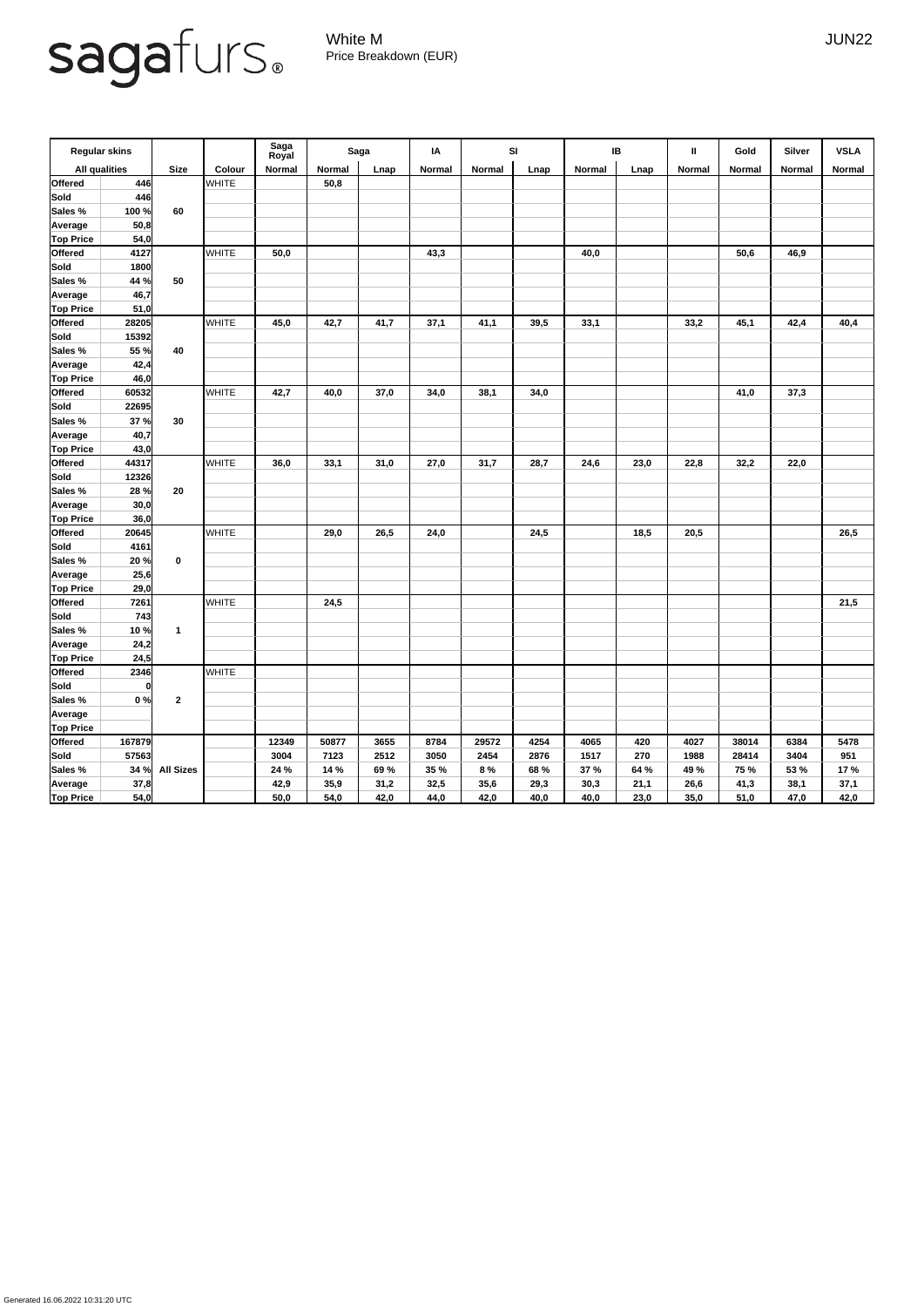White M
Price Breakdown (EUR)

JUN22

| Regular skins | | | | Saga Royal | Saga | | IA | SI | | IB | | II | Gold | Silver | VSLA |
|---|---|---|---|---|---|---|---|---|---|---|---|---|---|---|---|
| All qualities | | Size | Colour | Normal | Normal | Lnap | Normal | Normal | Lnap | Normal | Lnap | Normal | Normal | Normal | Normal |
| Offered | 446 | | WHITE | | 50,8 | | | | | | | | | | |
| Sold | 446 | | | | | | | | | | | | | | |
| Sales % | 100 % | 60 | | | | | | | | | | | | | |
| Average | 50,8 | | | | | | | | | | | | | | |
| Top Price | 54,0 | | | | | | | | | | | | | | |
| Offered | 4127 | | WHITE | 50,0 | | | 43,3 | | | 40,0 | | | 50,6 | 46,9 | |
| Sold | 1800 | | | | | | | | | | | | | | |
| Sales % | 44 % | 50 | | | | | | | | | | | | | |
| Average | 46,7 | | | | | | | | | | | | | | |
| Top Price | 51,0 | | | | | | | | | | | | | | |
| Offered | 28205 | | WHITE | 45,0 | 42,7 | 41,7 | 37,1 | 41,1 | 39,5 | 33,1 | | 33,2 | 45,1 | 42,4 | 40,4 |
| Sold | 15392 | | | | | | | | | | | | | | |
| Sales % | 55 % | 40 | | | | | | | | | | | | | |
| Average | 42,4 | | | | | | | | | | | | | | |
| Top Price | 46,0 | | | | | | | | | | | | | | |
| Offered | 60532 | | WHITE | 42,7 | 40,0 | 37,0 | 34,0 | 38,1 | 34,0 | | | | 41,0 | 37,3 | |
| Sold | 22695 | | | | | | | | | | | | | | |
| Sales % | 37 % | 30 | | | | | | | | | | | | | |
| Average | 40,7 | | | | | | | | | | | | | | |
| Top Price | 43,0 | | | | | | | | | | | | | | |
| Offered | 44317 | | WHITE | 36,0 | 33,1 | 31,0 | 27,0 | 31,7 | 28,7 | 24,6 | 23,0 | 22,8 | 32,2 | 22,0 | |
| Sold | 12326 | | | | | | | | | | | | | | |
| Sales % | 28 % | 20 | | | | | | | | | | | | | |
| Average | 30,0 | | | | | | | | | | | | | | |
| Top Price | 36,0 | | | | | | | | | | | | | | |
| Offered | 20645 | | WHITE | | 29,0 | 26,5 | 24,0 | | 24,5 | | 18,5 | 20,5 | | | 26,5 |
| Sold | 4161 | | | | | | | | | | | | | | |
| Sales % | 20 % | 0 | | | | | | | | | | | | | |
| Average | 25,6 | | | | | | | | | | | | | | |
| Top Price | 29,0 | | | | | | | | | | | | | | |
| Offered | 7261 | | WHITE | | 24,5 | | | | | | | | | | 21,5 |
| Sold | 743 | | | | | | | | | | | | | | |
| Sales % | 10 % | 1 | | | | | | | | | | | | | |
| Average | 24,2 | | | | | | | | | | | | | | |
| Top Price | 24,5 | | | | | | | | | | | | | | |
| Offered | 2346 | | WHITE | | | | | | | | | | | | |
| Sold | 0 | | | | | | | | | | | | | | |
| Sales % | 0 % | 2 | | | | | | | | | | | | | |
| Average | | | | | | | | | | | | | | | |
| Top Price | | | | | | | | | | | | | | | |
| Offered | 167879 | | | 12349 | 50877 | 3655 | 8784 | 29572 | 4254 | 4065 | 420 | 4027 | 38014 | 6384 | 5478 |
| Sold | 57563 | | | 3004 | 7123 | 2512 | 3050 | 2454 | 2876 | 1517 | 270 | 1988 | 28414 | 3404 | 951 |
| Sales % | 34 % | All Sizes | | 24 % | 14 % | 69 % | 35 % | 8 % | 68 % | 37 % | 64 % | 49 % | 75 % | 53 % | 17 % |
| Average | 37,8 | | | 42,9 | 35,9 | 31,2 | 32,5 | 35,6 | 29,3 | 30,3 | 21,1 | 26,6 | 41,3 | 38,1 | 37,1 |
| Top Price | 54,0 | | | 50,0 | 54,0 | 42,0 | 44,0 | 42,0 | 40,0 | 40,0 | 23,0 | 35,0 | 51,0 | 47,0 | 42,0 |

Generated 16.06.2022 10:31:20 UTC